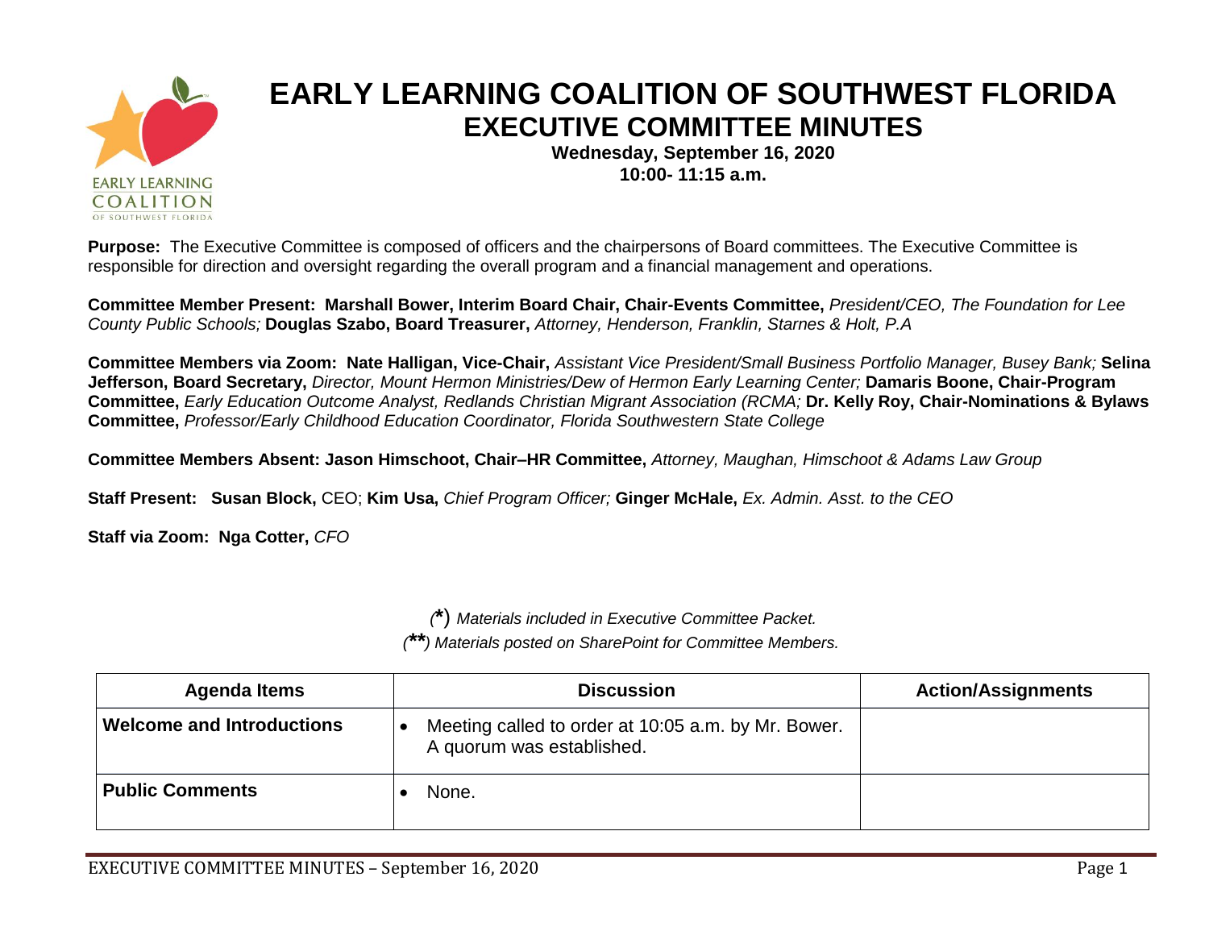# EARLY LEARNING COALITION OF SOUTHWEST FLORIDA
## EXECUTIVE COMMITTEE MINUTES

**Wednesday, September 16, 2020**
**10:00- 11:15 a.m.**

**Purpose:** The Executive Committee is composed of officers and the chairpersons of Board committees. The Executive Committee is responsible for direction and oversight regarding the overall program and a financial management and operations.

**Committee Member Present: Marshall Bower, Interim Board Chair, Chair-Events Committee,** *President/CEO, The Foundation for Lee County Public Schools;* **Douglas Szabo, Board Treasurer,** *Attorney, Henderson, Franklin, Starnes & Holt, P.A*

**Committee Members via Zoom: Nate Halligan, Vice-Chair,** *Assistant Vice President/Small Business Portfolio Manager, Busey Bank;* **Selina Jefferson, Board Secretary,** *Director, Mount Hermon Ministries/Dew of Hermon Early Learning Center;* **Damaris Boone, Chair-Program Committee,** *Early Education Outcome Analyst, Redlands Christian Migrant Association (RCMA;* **Dr. Kelly Roy, Chair-Nominations & Bylaws Committee,** *Professor/Early Childhood Education Coordinator, Florida Southwestern State College*

**Committee Members Absent: Jason Himschoot, Chair–HR Committee,** *Attorney, Maughan, Himschoot & Adams Law Group*

**Staff Present: Susan Block,** CEO; **Kim Usa,** *Chief Program Officer;* **Ginger McHale,** *Ex. Admin. Asst. to the CEO*

**Staff via Zoom: Nga Cotter,** *CFO*

*(\*) Materials included in Executive Committee Packet.*
*(\*\*) Materials posted on SharePoint for Committee Members.*

| Agenda Items | Discussion | Action/Assignments |
|---|---|---|
| **Welcome and Introductions** | • Meeting called to order at 10:05 a.m. by Mr. Bower. A quorum was established. | |
| **Public Comments** | • None. | |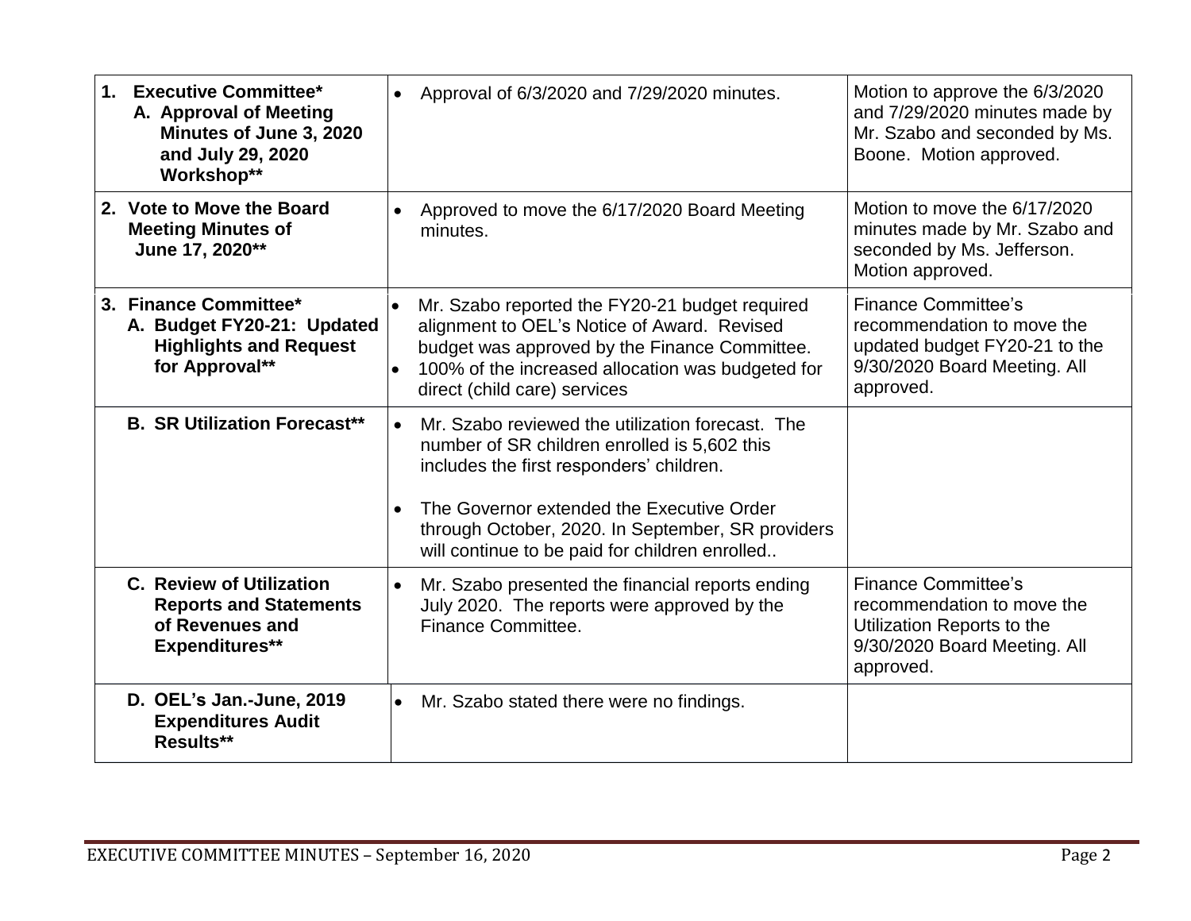| | | |
|---|---|---|
| **1. Executive Committee*<br>A. Approval of Meeting Minutes of June 3, 2020 and July 29, 2020 Workshop**** | • Approval of 6/3/2020 and 7/29/2020 minutes. | Motion to approve the 6/3/2020 and 7/29/2020 minutes made by Mr. Szabo and seconded by Ms. Boone. Motion approved. |
| **2. Vote to Move the Board Meeting Minutes of June 17, 2020**** | • Approved to move the 6/17/2020 Board Meeting minutes. | Motion to move the 6/17/2020 minutes made by Mr. Szabo and seconded by Ms. Jefferson. Motion approved. |
| **3. Finance Committee*<br>A. Budget FY20-21: Updated Highlights and Request for Approval**** | • Mr. Szabo reported the FY20-21 budget required alignment to OEL's Notice of Award. Revised budget was approved by the Finance Committee.<br>• 100% of the increased allocation was budgeted for direct (child care) services | Finance Committee's recommendation to move the updated budget FY20-21 to the 9/30/2020 Board Meeting. All approved. |
| **B. SR Utilization Forecast**** | • Mr. Szabo reviewed the utilization forecast. The number of SR children enrolled is 5,602 this includes the first responders' children.<br>• The Governor extended the Executive Order through October, 2020. In September, SR providers will continue to be paid for children enrolled.. | |
| **C. Review of Utilization Reports and Statements of Revenues and Expenditures**** | • Mr. Szabo presented the financial reports ending July 2020. The reports were approved by the Finance Committee. | Finance Committee's recommendation to move the Utilization Reports to the 9/30/2020 Board Meeting. All approved. |
| **D. OEL's Jan.-June, 2019 Expenditures Audit Results**** | • Mr. Szabo stated there were no findings. | |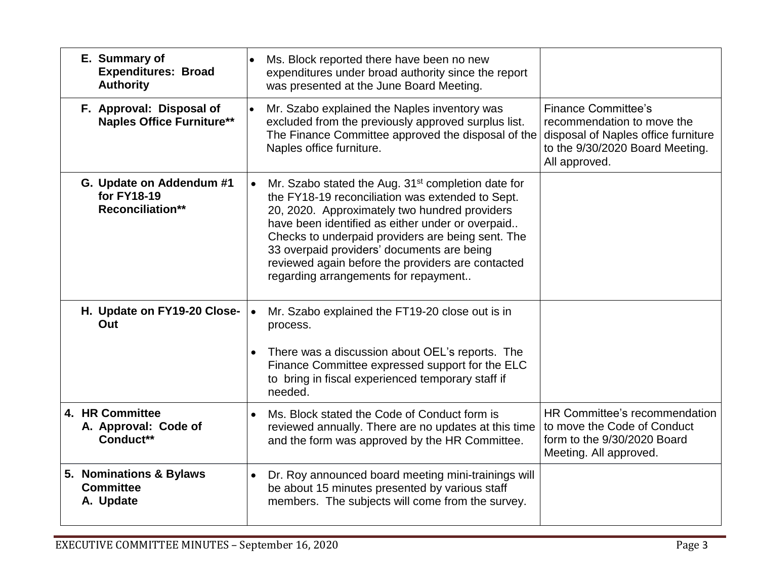| | | |
|---|---|---|
| **E. Summary of Expenditures: Broad Authority** | • Ms. Block reported there have been no new expenditures under broad authority since the report was presented at the June Board Meeting. | |
| **F. Approval: Disposal of Naples Office Furniture**** | • Mr. Szabo explained the Naples inventory was excluded from the previously approved surplus list. The Finance Committee approved the disposal of the Naples office furniture. | Finance Committee's recommendation to move the disposal of Naples office furniture to the 9/30/2020 Board Meeting. All approved. |
| **G. Update on Addendum #1 for FY18-19 Reconciliation**** | • Mr. Szabo stated the Aug. 31st completion date for the FY18-19 reconciliation was extended to Sept. 20, 2020. Approximately two hundred providers have been identified as either under or overpaid.. Checks to underpaid providers are being sent. The 33 overpaid providers' documents are being reviewed again before the providers are contacted regarding arrangements for repayment.. | |
| **H. Update on FY19-20 Close-Out** | • Mr. Szabo explained the FT19-20 close out is in process.<br>• There was a discussion about OEL's reports. The Finance Committee expressed support for the ELC to bring in fiscal experienced temporary staff if needed. | |
| **4. HR Committee**<br>**A. Approval: Code of Conduct**** | • Ms. Block stated the Code of Conduct form is reviewed annually. There are no updates at this time and the form was approved by the HR Committee. | HR Committee's recommendation to move the Code of Conduct form to the 9/30/2020 Board Meeting. All approved. |
| **5. Nominations & Bylaws Committee**<br>**A. Update** | • Dr. Roy announced board meeting mini-trainings will be about 15 minutes presented by various staff members. The subjects will come from the survey. | |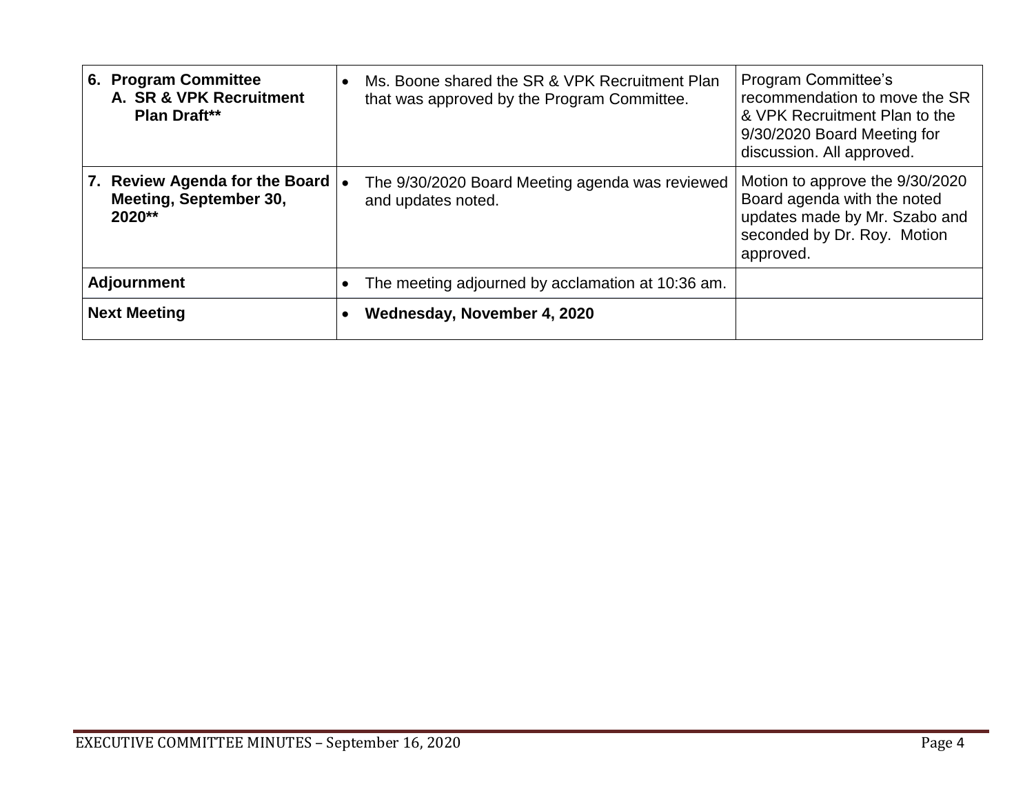| | | |
|---|---|---|
| **6. Program Committee**<br>**A. SR & VPK Recruitment Plan Draft**** | • Ms. Boone shared the SR & VPK Recruitment Plan that was approved by the Program Committee. | Program Committee's recommendation to move the SR & VPK Recruitment Plan to the 9/30/2020 Board Meeting for discussion. All approved. |
| **7. Review Agenda for the Board Meeting, September 30, 2020**** | • The 9/30/2020 Board Meeting agenda was reviewed and updates noted. | Motion to approve the 9/30/2020 Board agenda with the noted updates made by Mr. Szabo and seconded by Dr. Roy. Motion approved. |
| **Adjournment** | • The meeting adjourned by acclamation at 10:36 am. | |
| **Next Meeting** | • **Wednesday, November 4, 2020** | |